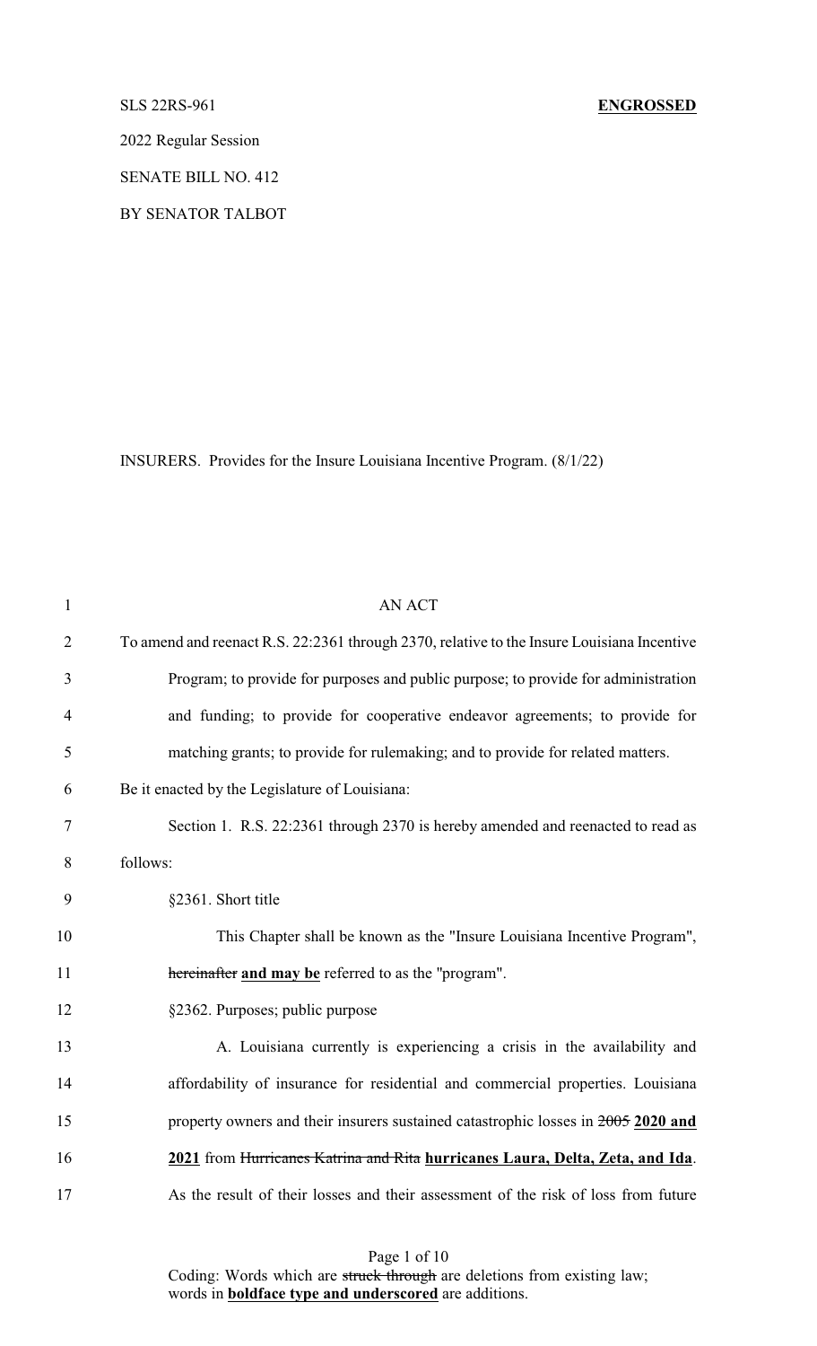SLS 22RS-961 **ENGROSSED**

2022 Regular Session

SENATE BILL NO. 412

BY SENATOR TALBOT

INSURERS. Provides for the Insure Louisiana Incentive Program. (8/1/22)

AN ACT

To amend and reenact R.S. 22:2361 through 2370, relative to the Insure Louisiana Incentive Program; to provide for purposes and public purpose; to provide for administration and funding; to provide for cooperative endeavor agreements; to provide for matching grants; to provide for rulemaking; and to provide for related matters.

Be it enacted by the Legislature of Louisiana:

Section 1. R.S. 22:2361 through 2370 is hereby amended and reenacted to read as follows:

§2361. Short title

This Chapter shall be known as the "Insure Louisiana Incentive Program", ~~hereinafter~~ **and may be** referred to as the "program".

§2362. Purposes; public purpose

A. Louisiana currently is experiencing a crisis in the availability and affordability of insurance for residential and commercial properties. Louisiana property owners and their insurers sustained catastrophic losses in ~~2005~~ **2020 and 2021** from ~~Hurricanes Katrina and Rita~~ **hurricanes Laura, Delta, Zeta, and Ida**. As the result of their losses and their assessment of the risk of loss from future

Coding: Words which are ~~struck through~~ are deletions from existing law; words in **boldface type and underscored** are additions.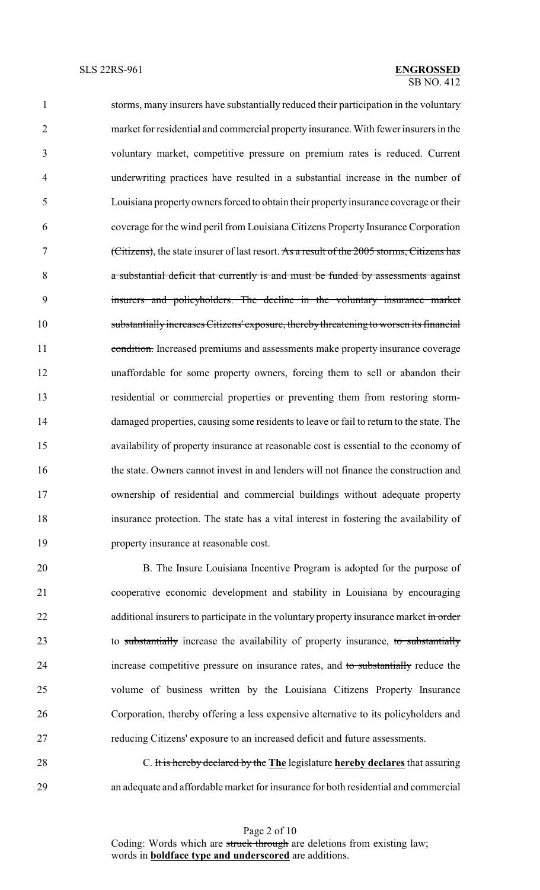storms, many insurers have substantially reduced their participation in the voluntary market for residential and commercial property insurance. With fewer insurers in the voluntary market, competitive pressure on premium rates is reduced. Current underwriting practices have resulted in a substantial increase in the number of Louisiana property owners forced to obtain their property insurance coverage or their coverage for the wind peril from Louisiana Citizens Property Insurance Corporation ~~(Citizens)~~, the state insurer of last resort. ~~As a result of the 2005 storms, Citizens has a substantial deficit that currently is and must be funded by assessments against insurers and policyholders. The decline in the voluntary insurance market substantially increases Citizens' exposure, thereby threatening to worsen its financial condition.~~ Increased premiums and assessments make property insurance coverage unaffordable for some property owners, forcing them to sell or abandon their residential or commercial properties or preventing them from restoring storm-damaged properties, causing some residents to leave or fail to return to the state. The availability of property insurance at reasonable cost is essential to the economy of the state. Owners cannot invest in and lenders will not finance the construction and ownership of residential and commercial buildings without adequate property insurance protection. The state has a vital interest in fostering the availability of property insurance at reasonable cost.

B. The Insure Louisiana Incentive Program is adopted for the purpose of cooperative economic development and stability in Louisiana by encouraging additional insurers to participate in the voluntary property insurance market ~~in order~~ to ~~substantially~~ increase the availability of property insurance, ~~to substantially~~ increase competitive pressure on insurance rates, and ~~to substantially~~ reduce the volume of business written by the Louisiana Citizens Property Insurance Corporation, thereby offering a less expensive alternative to its policyholders and reducing Citizens' exposure to an increased deficit and future assessments.

C. ~~It is hereby declared by the~~ **<u>The</u>** legislature **<u>hereby declares</u>** that assuring an adequate and affordable market for insurance for both residential and commercial

Coding: Words which are ~~struck through~~ are deletions from existing law; words in **<u>boldface type and underscored</u>** are additions.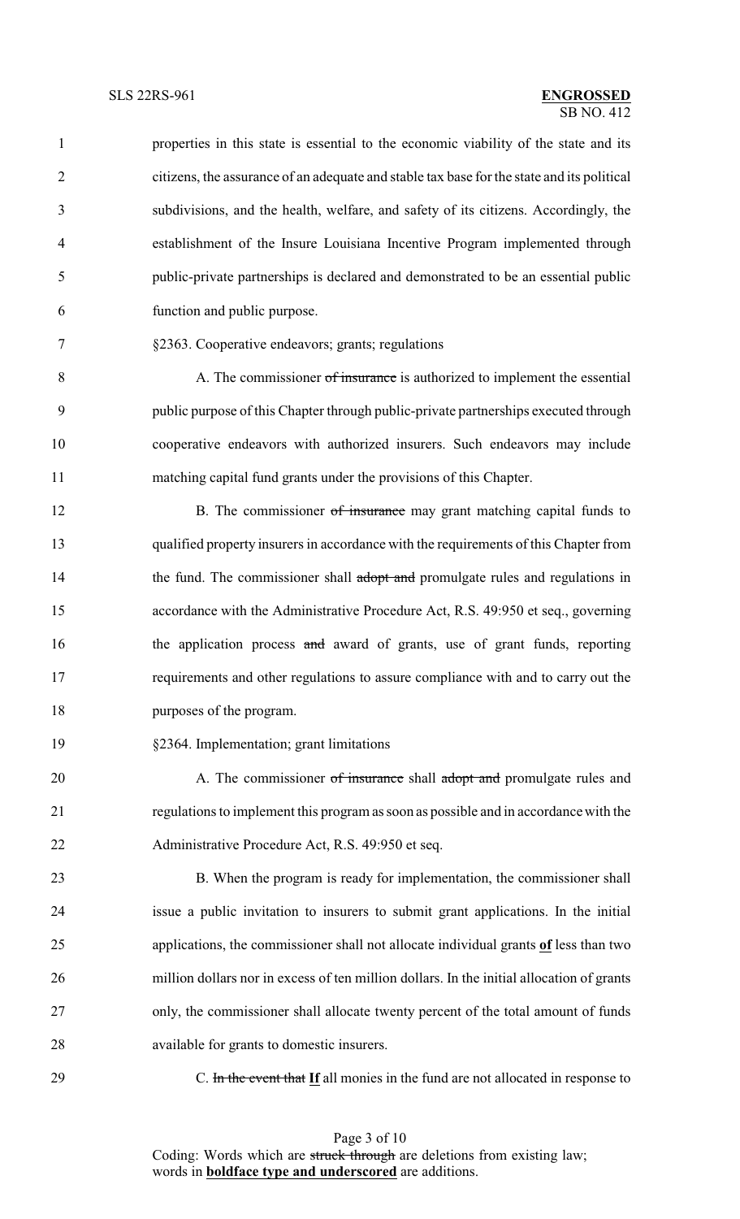properties in this state is essential to the economic viability of the state and its citizens, the assurance of an adequate and stable tax base for the state and its political subdivisions, and the health, welfare, and safety of its citizens. Accordingly, the establishment of the Insure Louisiana Incentive Program implemented through public-private partnerships is declared and demonstrated to be an essential public function and public purpose.

§2363. Cooperative endeavors; grants; regulations

A. The commissioner ~~of insurance~~ is authorized to implement the essential public purpose of this Chapter through public-private partnerships executed through cooperative endeavors with authorized insurers. Such endeavors may include matching capital fund grants under the provisions of this Chapter.

B. The commissioner ~~of insurance~~ may grant matching capital funds to qualified property insurers in accordance with the requirements of this Chapter from the fund. The commissioner shall ~~adopt and~~ promulgate rules and regulations in accordance with the Administrative Procedure Act, R.S. 49:950 et seq., governing the application process ~~and~~ award of grants, use of grant funds, reporting requirements and other regulations to assure compliance with and to carry out the purposes of the program.

§2364. Implementation; grant limitations

A. The commissioner ~~of insurance~~ shall ~~adopt and~~ promulgate rules and regulations to implement this program as soon as possible and in accordance with the Administrative Procedure Act, R.S. 49:950 et seq.

B. When the program is ready for implementation, the commissioner shall issue a public invitation to insurers to submit grant applications. In the initial applications, the commissioner shall not allocate individual grants **of** less than two million dollars nor in excess of ten million dollars. In the initial allocation of grants only, the commissioner shall allocate twenty percent of the total amount of funds available for grants to domestic insurers.

C. ~~In the event that~~ **If** all monies in the fund are not allocated in response to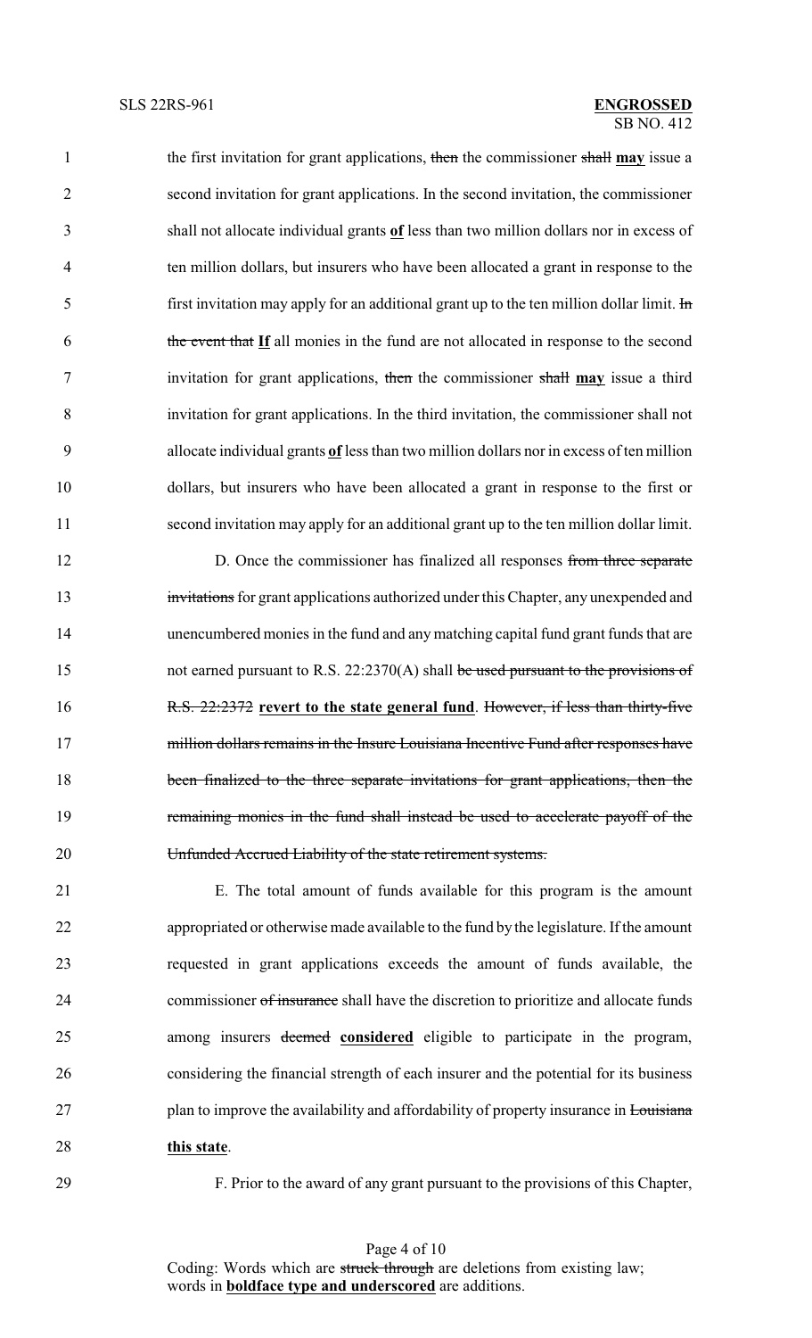the first invitation for grant applications, ~~then~~ the commissioner ~~shall~~ **may** issue a second invitation for grant applications. In the second invitation, the commissioner shall not allocate individual grants **of** less than two million dollars nor in excess of ten million dollars, but insurers who have been allocated a grant in response to the first invitation may apply for an additional grant up to the ten million dollar limit. ~~In the event that~~ **If** all monies in the fund are not allocated in response to the second invitation for grant applications, ~~then~~ the commissioner ~~shall~~ **may** issue a third invitation for grant applications. In the third invitation, the commissioner shall not allocate individual grants **of** less than two million dollars nor in excess of ten million dollars, but insurers who have been allocated a grant in response to the first or second invitation may apply for an additional grant up to the ten million dollar limit.

D. Once the commissioner has finalized all responses ~~from three separate invitations~~ for grant applications authorized under this Chapter, any unexpended and unencumbered monies in the fund and any matching capital fund grant funds that are not earned pursuant to R.S. 22:2370(A) shall ~~be used pursuant to the provisions of R.S. 22:2372~~ **revert to the state general fund**. ~~However, if less than thirty-five million dollars remains in the Insure Louisiana Incentive Fund after responses have been finalized to the three separate invitations for grant applications, then the remaining monies in the fund shall instead be used to accelerate payoff of the Unfunded Accrued Liability of the state retirement systems.~~

E. The total amount of funds available for this program is the amount appropriated or otherwise made available to the fund by the legislature. If the amount requested in grant applications exceeds the amount of funds available, the commissioner ~~of insurance~~ shall have the discretion to prioritize and allocate funds among insurers ~~deemed~~ **considered** eligible to participate in the program, considering the financial strength of each insurer and the potential for its business plan to improve the availability and affordability of property insurance in ~~Louisiana~~ **this state**.

F. Prior to the award of any grant pursuant to the provisions of this Chapter,

Coding: Words which are ~~struck through~~ are deletions from existing law; words in **boldface type and underscored** are additions.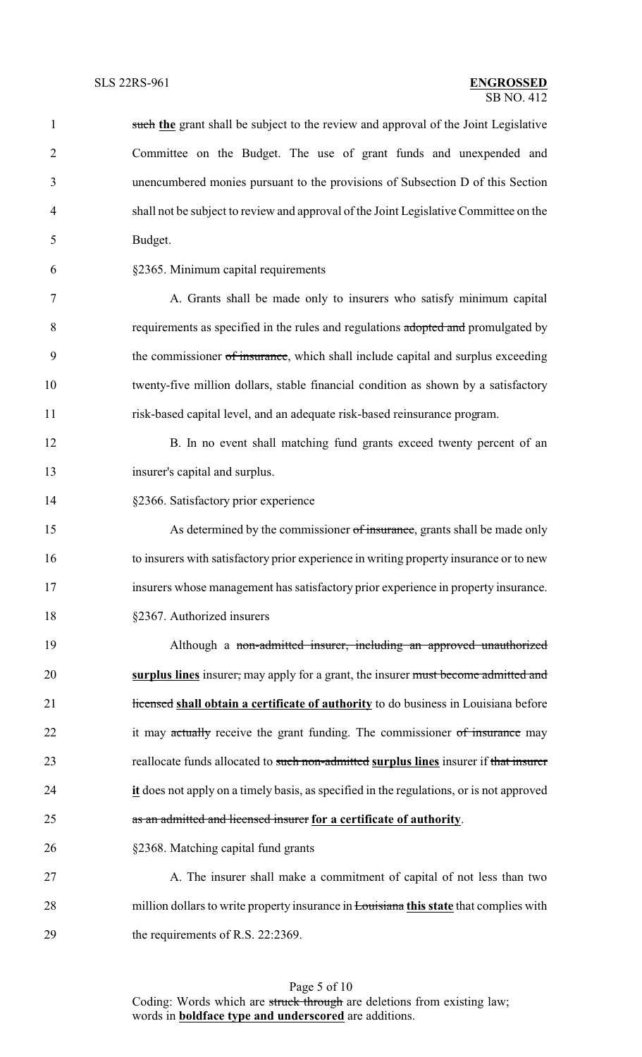~~such~~ **the** grant shall be subject to the review and approval of the Joint Legislative Committee on the Budget. The use of grant funds and unexpended and unencumbered monies pursuant to the provisions of Subsection D of this Section shall not be subject to review and approval of the Joint Legislative Committee on the Budget.

§2365. Minimum capital requirements

A. Grants shall be made only to insurers who satisfy minimum capital requirements as specified in the rules and regulations ~~adopted and~~ promulgated by the commissioner ~~of insurance~~, which shall include capital and surplus exceeding twenty-five million dollars, stable financial condition as shown by a satisfactory risk-based capital level, and an adequate risk-based reinsurance program.

B. In no event shall matching fund grants exceed twenty percent of an insurer's capital and surplus.

§2366. Satisfactory prior experience

As determined by the commissioner ~~of insurance~~, grants shall be made only to insurers with satisfactory prior experience in writing property insurance or to new insurers whose management has satisfactory prior experience in property insurance.

§2367. Authorized insurers

Although a ~~non-admitted insurer, including an approved unauthorized~~ **<u>surplus lines</u>** insurer~~,~~ may apply for a grant, the insurer ~~must become admitted and licensed~~ **<u>shall obtain a certificate of authority</u>** to do business in Louisiana before it may ~~actually~~ receive the grant funding. The commissioner ~~of insurance~~ may reallocate funds allocated to ~~such non-admitted~~ **<u>surplus lines</u>** insurer if ~~that insurer~~ **<u>it</u>** does not apply on a timely basis, as specified in the regulations, or is not approved ~~as an admitted and licensed insurer~~ **<u>for a certificate of authority</u>**.

§2368. Matching capital fund grants

A. The insurer shall make a commitment of capital of not less than two million dollars to write property insurance in ~~Louisiana~~ **<u>this state</u>** that complies with the requirements of R.S. 22:2369.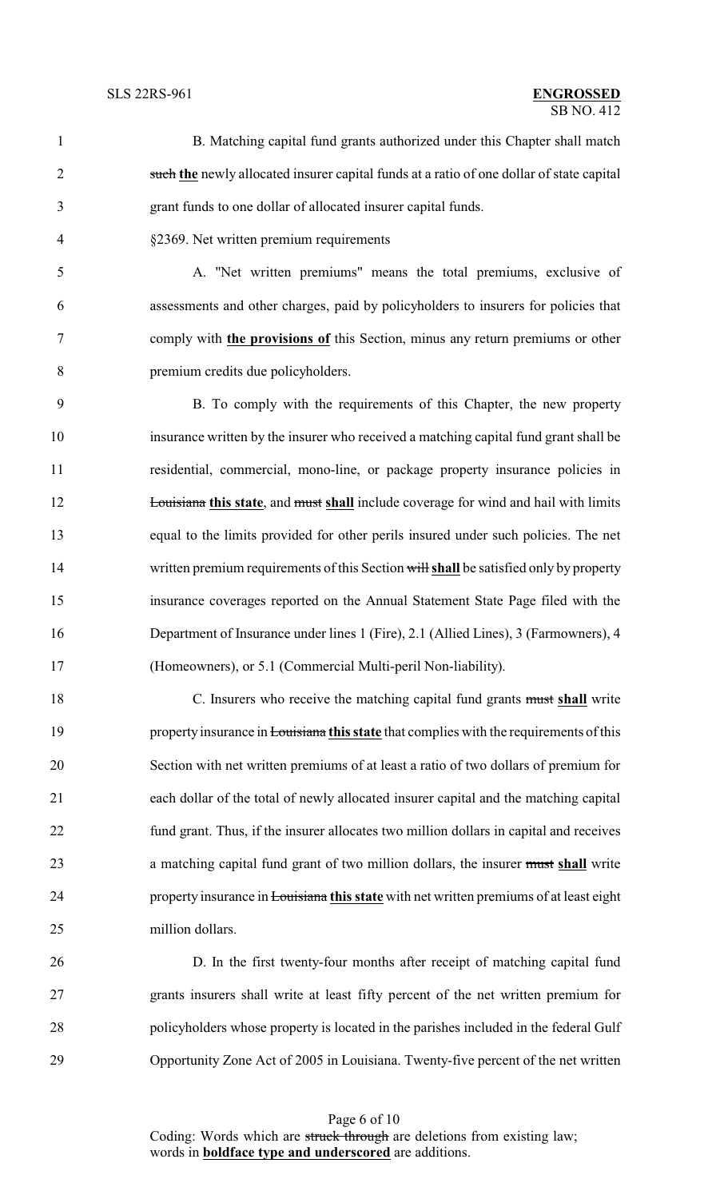B. Matching capital fund grants authorized under this Chapter shall match ~~such~~ **the** newly allocated insurer capital funds at a ratio of one dollar of state capital grant funds to one dollar of allocated insurer capital funds.

§2369. Net written premium requirements

A. "Net written premiums" means the total premiums, exclusive of assessments and other charges, paid by policyholders to insurers for policies that comply with **the provisions of** this Section, minus any return premiums or other premium credits due policyholders.

B. To comply with the requirements of this Chapter, the new property insurance written by the insurer who received a matching capital fund grant shall be residential, commercial, mono-line, or package property insurance policies in ~~Louisiana~~ **this state**, and ~~must~~ **shall** include coverage for wind and hail with limits equal to the limits provided for other perils insured under such policies. The net written premium requirements of this Section ~~will~~ **shall** be satisfied only by property insurance coverages reported on the Annual Statement State Page filed with the Department of Insurance under lines 1 (Fire), 2.1 (Allied Lines), 3 (Farmowners), 4 (Homeowners), or 5.1 (Commercial Multi-peril Non-liability).

C. Insurers who receive the matching capital fund grants ~~must~~ **shall** write property insurance in ~~Louisiana~~ **this state** that complies with the requirements of this Section with net written premiums of at least a ratio of two dollars of premium for each dollar of the total of newly allocated insurer capital and the matching capital fund grant. Thus, if the insurer allocates two million dollars in capital and receives a matching capital fund grant of two million dollars, the insurer ~~must~~ **shall** write property insurance in ~~Louisiana~~ **this state** with net written premiums of at least eight million dollars.

D. In the first twenty-four months after receipt of matching capital fund grants insurers shall write at least fifty percent of the net written premium for policyholders whose property is located in the parishes included in the federal Gulf Opportunity Zone Act of 2005 in Louisiana. Twenty-five percent of the net written

Coding: Words which are ~~struck through~~ are deletions from existing law; words in **boldface type and underscored** are additions.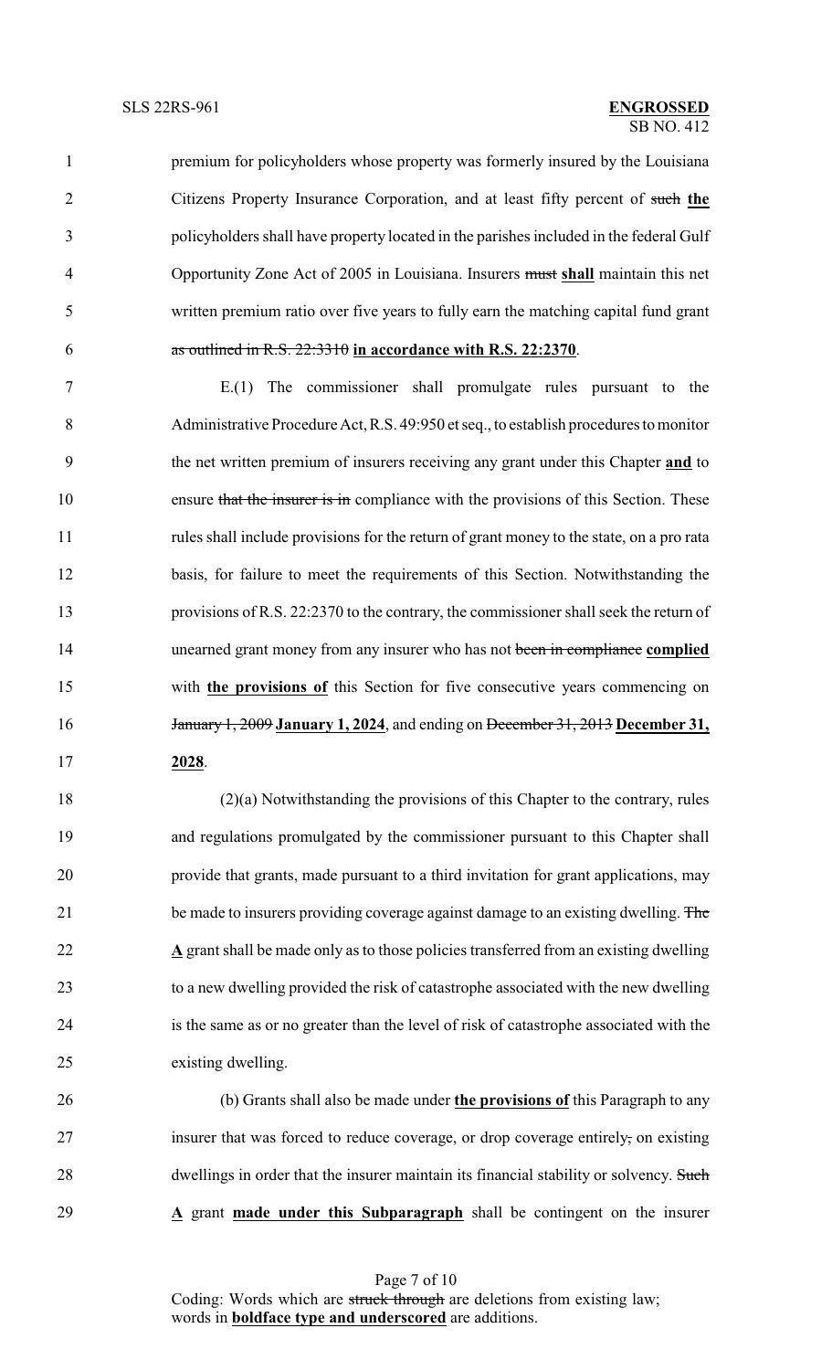premium for policyholders whose property was formerly insured by the Louisiana Citizens Property Insurance Corporation, and at least fifty percent of ~~such~~ **the** policyholders shall have property located in the parishes included in the federal Gulf Opportunity Zone Act of 2005 in Louisiana. Insurers ~~must~~ **shall** maintain this net written premium ratio over five years to fully earn the matching capital fund grant ~~as outlined in R.S. 22:3310~~ **in accordance with R.S. 22:2370**.

E.(1) The commissioner shall promulgate rules pursuant to the Administrative Procedure Act, R.S. 49:950 et seq., to establish procedures to monitor the net written premium of insurers receiving any grant under this Chapter **and** to ensure ~~that the insurer is in~~ compliance with the provisions of this Section. These rules shall include provisions for the return of grant money to the state, on a pro rata basis, for failure to meet the requirements of this Section. Notwithstanding the provisions of R.S. 22:2370 to the contrary, the commissioner shall seek the return of unearned grant money from any insurer who has not ~~been in compliance~~ **complied** with **the provisions of** this Section for five consecutive years commencing on ~~January 1, 2009~~ **January 1, 2024**, and ending on ~~December 31, 2013~~ **December 31, 2028**.

(2)(a) Notwithstanding the provisions of this Chapter to the contrary, rules and regulations promulgated by the commissioner pursuant to this Chapter shall provide that grants, made pursuant to a third invitation for grant applications, may be made to insurers providing coverage against damage to an existing dwelling. ~~The~~ **A** grant shall be made only as to those policies transferred from an existing dwelling to a new dwelling provided the risk of catastrophe associated with the new dwelling is the same as or no greater than the level of risk of catastrophe associated with the existing dwelling.

(b) Grants shall also be made under **the provisions of** this Paragraph to any insurer that was forced to reduce coverage, or drop coverage entirely~~,~~ on existing dwellings in order that the insurer maintain its financial stability or solvency. ~~Such~~ **A** grant **made under this Subparagraph** shall be contingent on the insurer

Coding: Words which are ~~struck through~~ are deletions from existing law; words in **boldface type and underscored** are additions.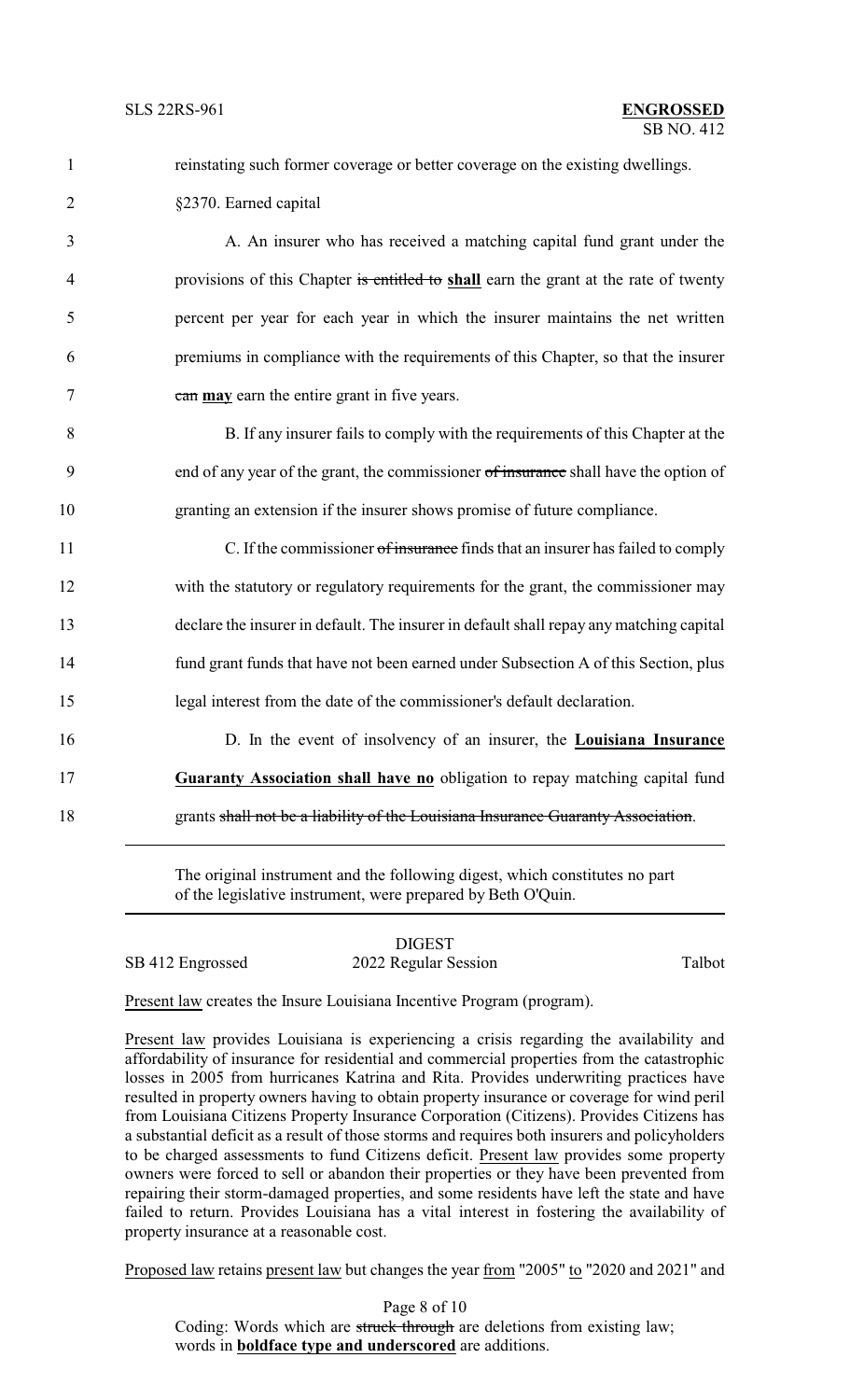reinstating such former coverage or better coverage on the existing dwellings.

§2370. Earned capital

A. An insurer who has received a matching capital fund grant under the provisions of this Chapter ~~is entitled to~~ **shall** earn the grant at the rate of twenty percent per year for each year in which the insurer maintains the net written premiums in compliance with the requirements of this Chapter, so that the insurer ~~can~~ **may** earn the entire grant in five years.

B. If any insurer fails to comply with the requirements of this Chapter at the end of any year of the grant, the commissioner ~~of insurance~~ shall have the option of granting an extension if the insurer shows promise of future compliance.

C. If the commissioner ~~of insurance~~ finds that an insurer has failed to comply with the statutory or regulatory requirements for the grant, the commissioner may declare the insurer in default. The insurer in default shall repay any matching capital fund grant funds that have not been earned under Subsection A of this Section, plus legal interest from the date of the commissioner's default declaration.

D. In the event of insolvency of an insurer, the **Louisiana Insurance Guaranty Association shall have no** obligation to repay matching capital fund grants ~~shall not be a liability of the Louisiana Insurance Guaranty Association~~.

---

The original instrument and the following digest, which constitutes no part of the legislative instrument, were prepared by Beth O'Quin.

---

DIGEST

SB 412 Engrossed — 2022 Regular Session — Talbot

Present law creates the Insure Louisiana Incentive Program (program).

Present law provides Louisiana is experiencing a crisis regarding the availability and affordability of insurance for residential and commercial properties from the catastrophic losses in 2005 from hurricanes Katrina and Rita. Provides underwriting practices have resulted in property owners having to obtain property insurance or coverage for wind peril from Louisiana Citizens Property Insurance Corporation (Citizens). Provides Citizens has a substantial deficit as a result of those storms and requires both insurers and policyholders to be charged assessments to fund Citizens deficit. Present law provides some property owners were forced to sell or abandon their properties or they have been prevented from repairing their storm-damaged properties, and some residents have left the state and have failed to return. Provides Louisiana has a vital interest in fostering the availability of property insurance at a reasonable cost.

Proposed law retains present law but changes the year from "2005" to "2020 and 2021" and

Coding: Words which are ~~struck through~~ are deletions from existing law; words in **boldface type and underscored** are additions.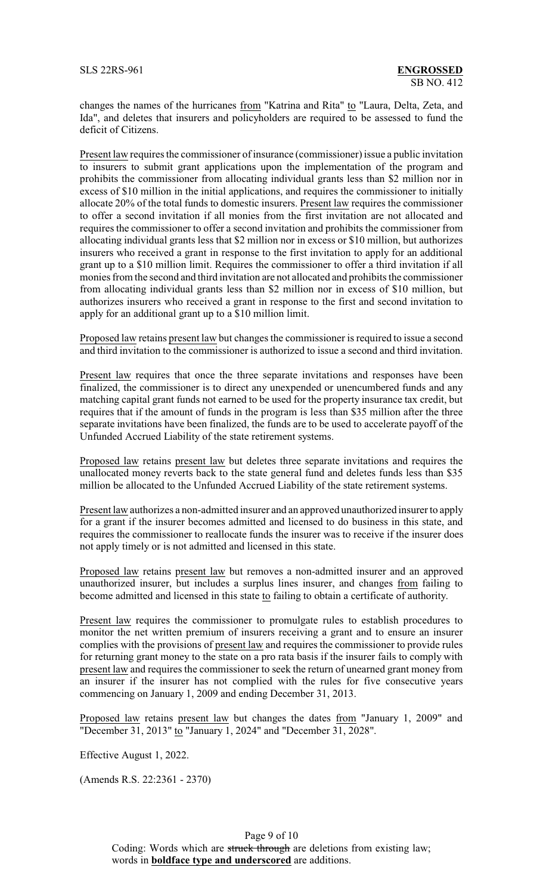changes the names of the hurricanes from "Katrina and Rita" to "Laura, Delta, Zeta, and Ida", and deletes that insurers and policyholders are required to be assessed to fund the deficit of Citizens.

Present law requires the commissioner of insurance (commissioner) issue a public invitation to insurers to submit grant applications upon the implementation of the program and prohibits the commissioner from allocating individual grants less than $2 million nor in excess of $10 million in the initial applications, and requires the commissioner to initially allocate 20% of the total funds to domestic insurers. Present law requires the commissioner to offer a second invitation if all monies from the first invitation are not allocated and requires the commissioner to offer a second invitation and prohibits the commissioner from allocating individual grants less that $2 million nor in excess or $10 million, but authorizes insurers who received a grant in response to the first invitation to apply for an additional grant up to a $10 million limit. Requires the commissioner to offer a third invitation if all monies from the second and third invitation are not allocated and prohibits the commissioner from allocating individual grants less than $2 million nor in excess of $10 million, but authorizes insurers who received a grant in response to the first and second invitation to apply for an additional grant up to a $10 million limit.

Proposed law retains present law but changes the commissioner is required to issue a second and third invitation to the commissioner is authorized to issue a second and third invitation.

Present law requires that once the three separate invitations and responses have been finalized, the commissioner is to direct any unexpended or unencumbered funds and any matching capital grant funds not earned to be used for the property insurance tax credit, but requires that if the amount of funds in the program is less than $35 million after the three separate invitations have been finalized, the funds are to be used to accelerate payoff of the Unfunded Accrued Liability of the state retirement systems.

Proposed law retains present law but deletes three separate invitations and requires the unallocated money reverts back to the state general fund and deletes funds less than $35 million be allocated to the Unfunded Accrued Liability of the state retirement systems.

Present law authorizes a non-admitted insurer and an approved unauthorized insurer to apply for a grant if the insurer becomes admitted and licensed to do business in this state, and requires the commissioner to reallocate funds the insurer was to receive if the insurer does not apply timely or is not admitted and licensed in this state.

Proposed law retains present law but removes a non-admitted insurer and an approved unauthorized insurer, but includes a surplus lines insurer, and changes from failing to become admitted and licensed in this state to failing to obtain a certificate of authority.

Present law requires the commissioner to promulgate rules to establish procedures to monitor the net written premium of insurers receiving a grant and to ensure an insurer complies with the provisions of present law and requires the commissioner to provide rules for returning grant money to the state on a pro rata basis if the insurer fails to comply with present law and requires the commissioner to seek the return of unearned grant money from an insurer if the insurer has not complied with the rules for five consecutive years commencing on January 1, 2009 and ending December 31, 2013.

Proposed law retains present law but changes the dates from "January 1, 2009" and "December 31, 2013" to "January 1, 2024" and "December 31, 2028".

Effective August 1, 2022.

(Amends R.S. 22:2361 - 2370)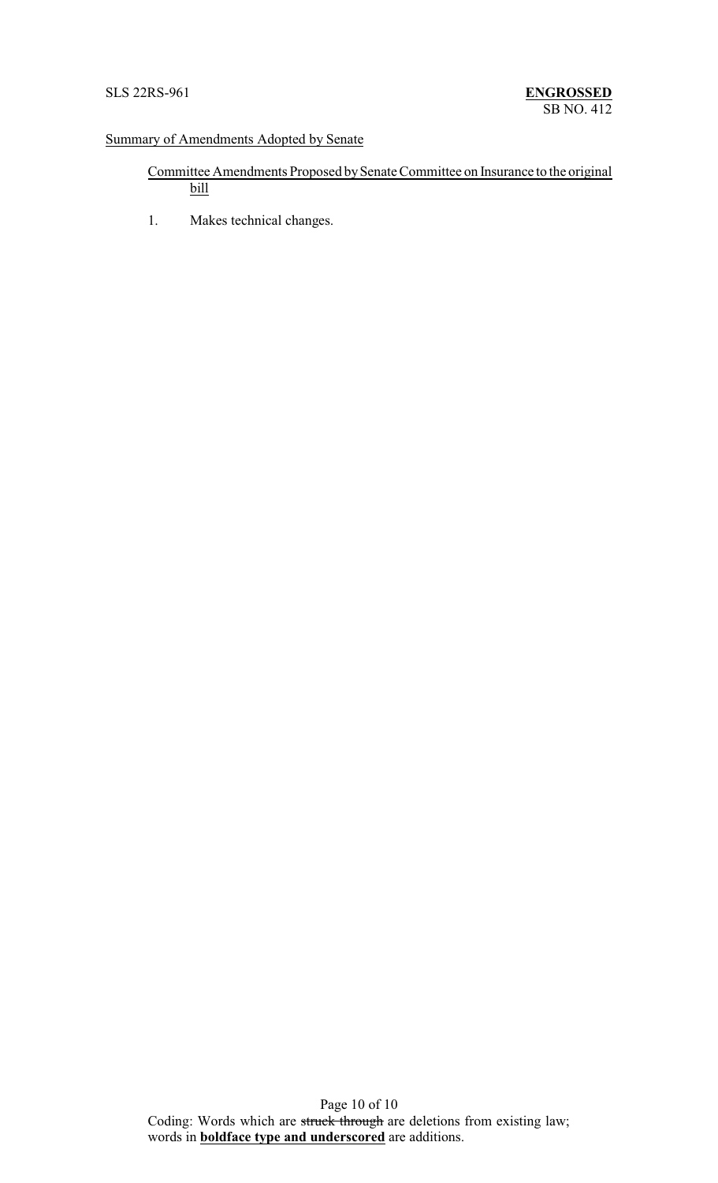Summary of Amendments Adopted by Senate

Committee Amendments Proposed by Senate Committee on Insurance to the original bill

1. Makes technical changes.